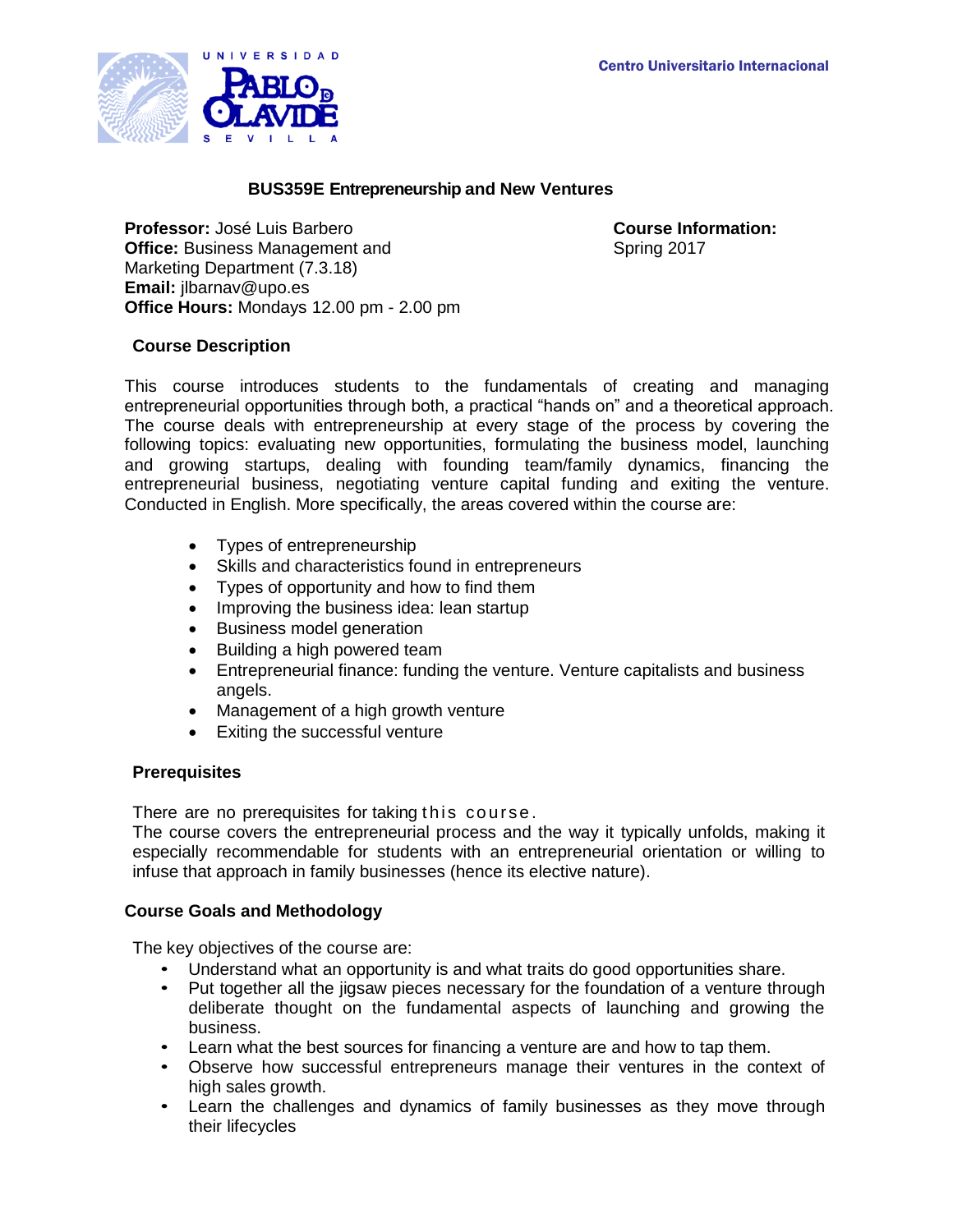Centro Universitario Internacional

# BUS359E Entrepreneurship and New Ventures

**Professor:** José Luis Barbero
**Office:** Business Management and Marketing Department (7.3.18)
**Email:** jlbarnav@upo.es
**Office Hours:** Mondays 12.00 pm - 2.00 pm

**Course Information:**
Spring 2017

## Course Description

This course introduces students to the fundamentals of creating and managing entrepreneurial opportunities through both, a practical "hands on" and a theoretical approach. The course deals with entrepreneurship at every stage of the process by covering the following topics: evaluating new opportunities, formulating the business model, launching and growing startups, dealing with founding team/family dynamics, financing the entrepreneurial business, negotiating venture capital funding and exiting the venture. Conducted in English. More specifically, the areas covered within the course are:

- Types of entrepreneurship
- Skills and characteristics found in entrepreneurs
- Types of opportunity and how to find them
- Improving the business idea: lean startup
- Business model generation
- Building a high powered team
- Entrepreneurial finance: funding the venture. Venture capitalists and business angels.
- Management of a high growth venture
- Exiting the successful venture

## Prerequisites

There are no prerequisites for taking this course.
The course covers the entrepreneurial process and the way it typically unfolds, making it especially recommendable for students with an entrepreneurial orientation or willing to infuse that approach in family businesses (hence its elective nature).

## Course Goals and Methodology

The key objectives of the course are:

- Understand what an opportunity is and what traits do good opportunities share.
- Put together all the jigsaw pieces necessary for the foundation of a venture through deliberate thought on the fundamental aspects of launching and growing the business.
- Learn what the best sources for financing a venture are and how to tap them.
- Observe how successful entrepreneurs manage their ventures in the context of high sales growth.
- Learn the challenges and dynamics of family businesses as they move through their lifecycles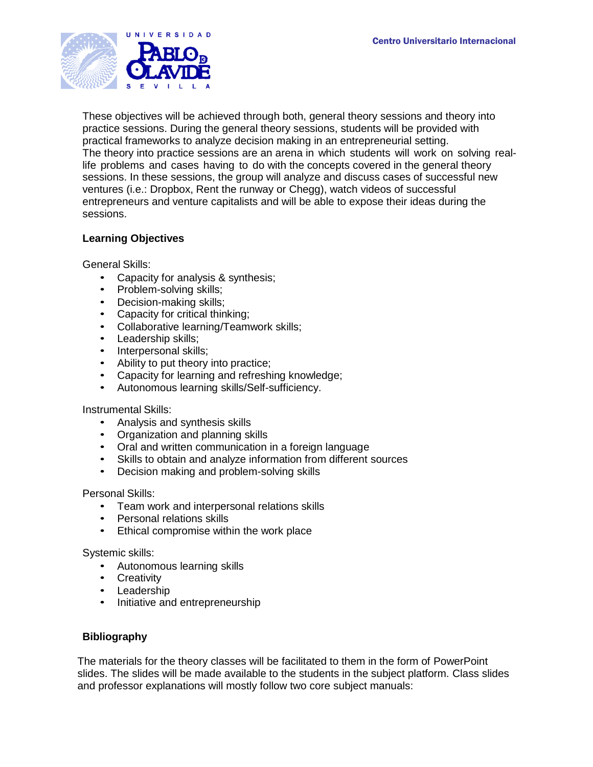These objectives will be achieved through both, general theory sessions and theory into practice sessions. During the general theory sessions, students will be provided with practical frameworks to analyze decision making in an entrepreneurial setting.
The theory into practice sessions are an arena in which students will work on solving real-life problems and cases having to do with the concepts covered in the general theory sessions. In these sessions, the group will analyze and discuss cases of successful new ventures (i.e.: Dropbox, Rent the runway or Chegg), watch videos of successful entrepreneurs and venture capitalists and will be able to expose their ideas during the sessions.

**Learning Objectives**

General Skills:

- Capacity for analysis & synthesis;
- Problem-solving skills;
- Decision-making skills;
- Capacity for critical thinking;
- Collaborative learning/Teamwork skills;
- Leadership skills;
- Interpersonal skills;
- Ability to put theory into practice;
- Capacity for learning and refreshing knowledge;
- Autonomous learning skills/Self-sufficiency.

Instrumental Skills:

- Analysis and synthesis skills
- Organization and planning skills
- Oral and written communication in a foreign language
- Skills to obtain and analyze information from different sources
- Decision making and problem-solving skills

Personal Skills:

- Team work and interpersonal relations skills
- Personal relations skills
- Ethical compromise within the work place

Systemic skills:

- Autonomous learning skills
- Creativity
- Leadership
- Initiative and entrepreneurship

**Bibliography**

The materials for the theory classes will be facilitated to them in the form of PowerPoint slides. The slides will be made available to the students in the subject platform. Class slides and professor explanations will mostly follow two core subject manuals: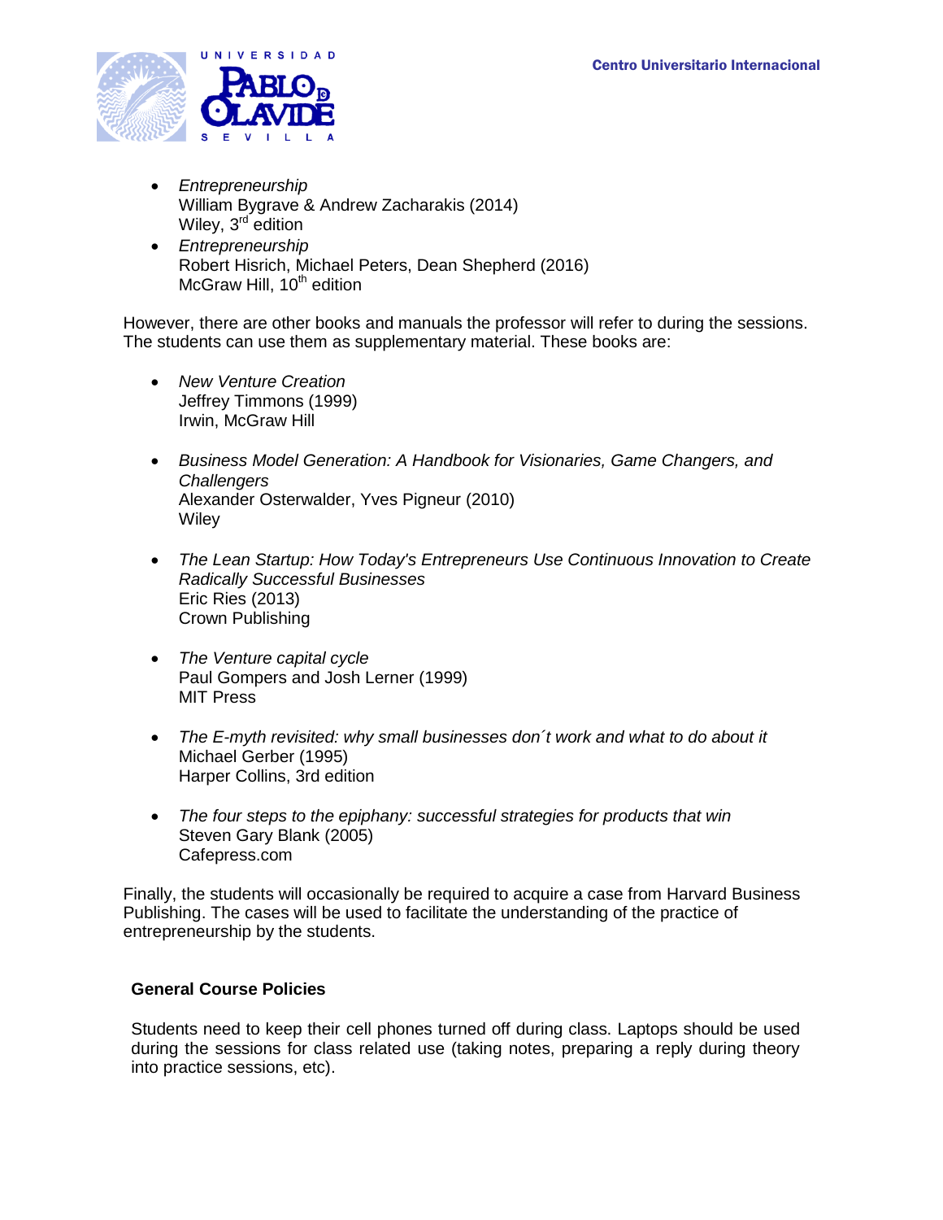- *Entrepreneurship*
  William Bygrave & Andrew Zacharakis (2014)
  Wiley, 3rd edition
- *Entrepreneurship*
  Robert Hisrich, Michael Peters, Dean Shepherd (2016)
  McGraw Hill, 10th edition

However, there are other books and manuals the professor will refer to during the sessions. The students can use them as supplementary material. These books are:

- *New Venture Creation*
  Jeffrey Timmons (1999)
  Irwin, McGraw Hill

- *Business Model Generation: A Handbook for Visionaries, Game Changers, and Challengers*
  Alexander Osterwalder, Yves Pigneur (2010)
  Wiley

- *The Lean Startup: How Today's Entrepreneurs Use Continuous Innovation to Create Radically Successful Businesses*
  Eric Ries (2013)
  Crown Publishing

- *The Venture capital cycle*
  Paul Gompers and Josh Lerner (1999)
  MIT Press

- *The E-myth revisited: why small businesses don´t work and what to do about it*
  Michael Gerber (1995)
  Harper Collins, 3rd edition

- *The four steps to the epiphany: successful strategies for products that win*
  Steven Gary Blank (2005)
  Cafepress.com

Finally, the students will occasionally be required to acquire a case from Harvard Business Publishing. The cases will be used to facilitate the understanding of the practice of entrepreneurship by the students.

**General Course Policies**

Students need to keep their cell phones turned off during class. Laptops should be used during the sessions for class related use (taking notes, preparing a reply during theory into practice sessions, etc).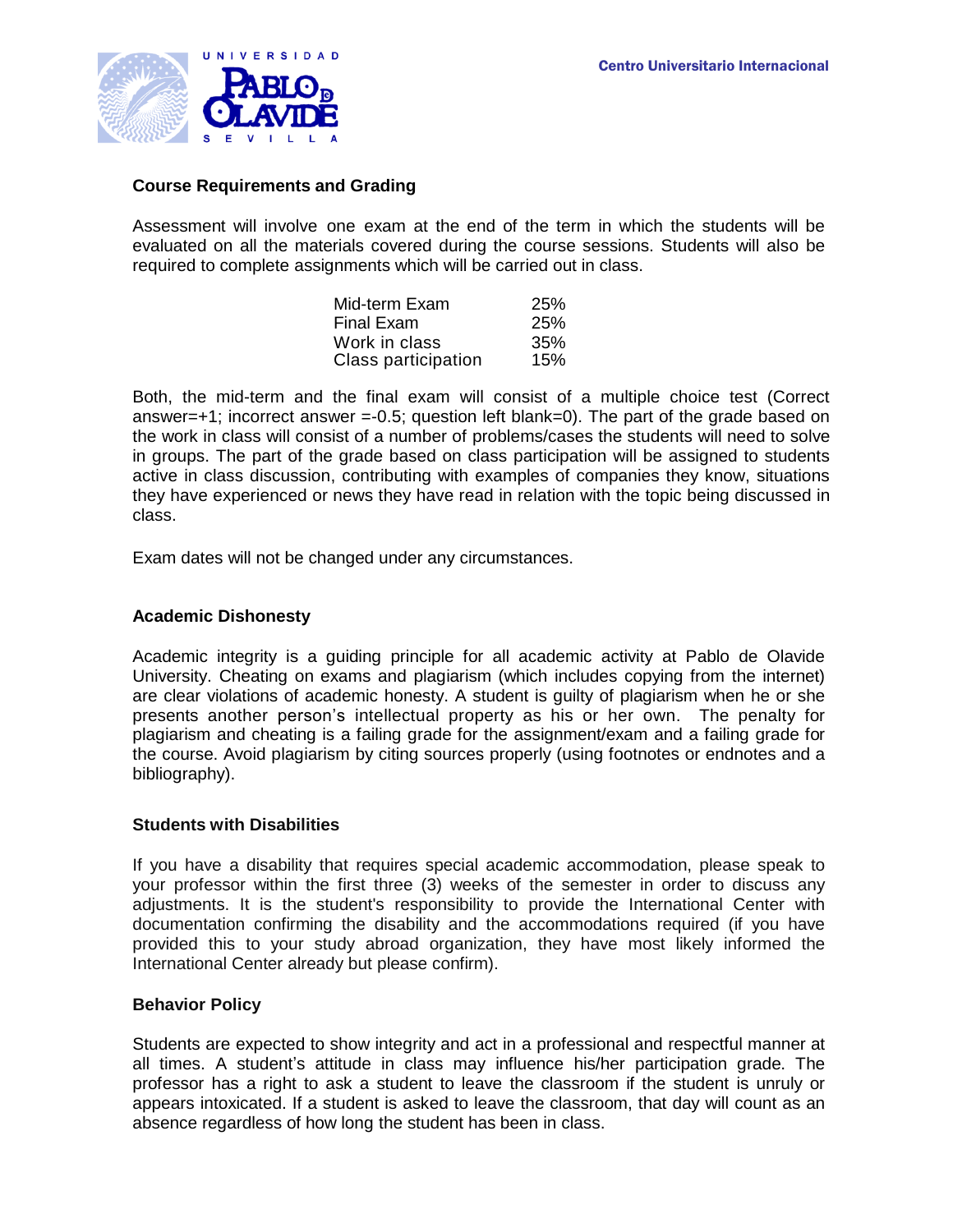## Course Requirements and Grading

Assessment will involve one exam at the end of the term in which the students will be evaluated on all the materials covered during the course sessions. Students will also be required to complete assignments which will be carried out in class.

| | |
|---|---|
| Mid-term Exam | 25% |
| Final Exam | 25% |
| Work in class | 35% |
| Class participation | 15% |

Both, the mid-term and the final exam will consist of a multiple choice test (Correct answer=+1; incorrect answer =-0.5; question left blank=0). The part of the grade based on the work in class will consist of a number of problems/cases the students will need to solve in groups. The part of the grade based on class participation will be assigned to students active in class discussion, contributing with examples of companies they know, situations they have experienced or news they have read in relation with the topic being discussed in class.

Exam dates will not be changed under any circumstances.

## Academic Dishonesty

Academic integrity is a guiding principle for all academic activity at Pablo de Olavide University. Cheating on exams and plagiarism (which includes copying from the internet) are clear violations of academic honesty. A student is guilty of plagiarism when he or she presents another person's intellectual property as his or her own. The penalty for plagiarism and cheating is a failing grade for the assignment/exam and a failing grade for the course. Avoid plagiarism by citing sources properly (using footnotes or endnotes and a bibliography).

## Students with Disabilities

If you have a disability that requires special academic accommodation, please speak to your professor within the first three (3) weeks of the semester in order to discuss any adjustments. It is the student's responsibility to provide the International Center with documentation confirming the disability and the accommodations required (if you have provided this to your study abroad organization, they have most likely informed the International Center already but please confirm).

## Behavior Policy

Students are expected to show integrity and act in a professional and respectful manner at all times. A student's attitude in class may influence his/her participation grade. The professor has a right to ask a student to leave the classroom if the student is unruly or appears intoxicated. If a student is asked to leave the classroom, that day will count as an absence regardless of how long the student has been in class.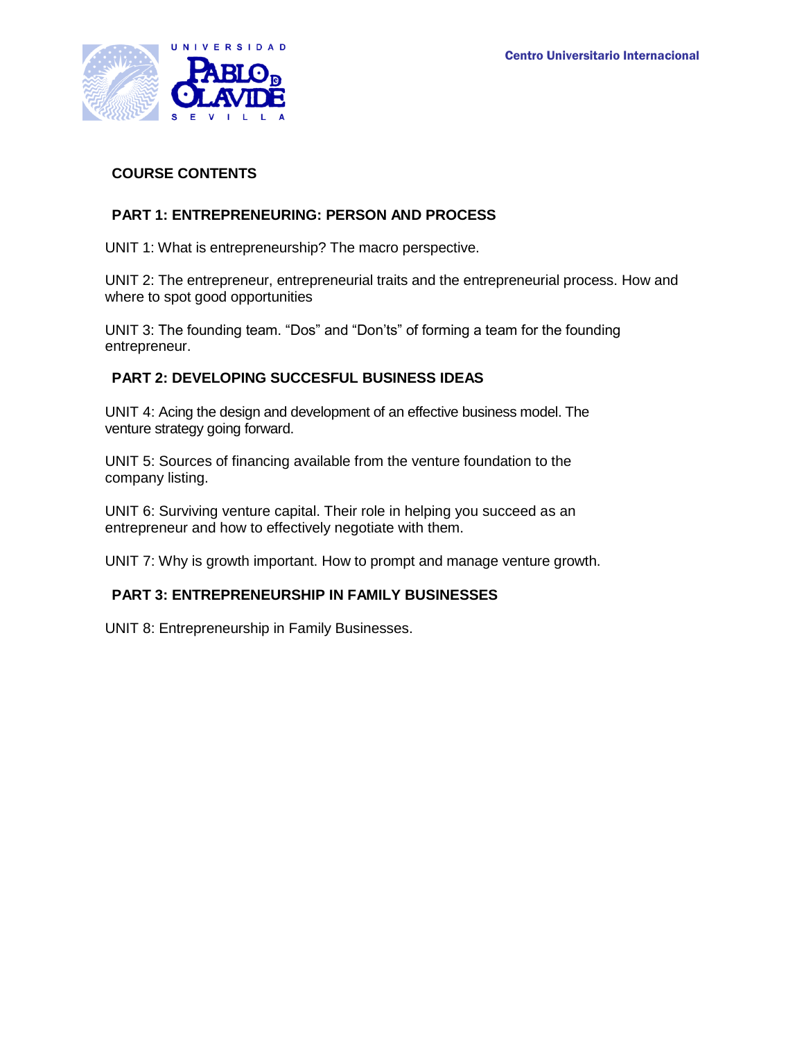## COURSE CONTENTS

### PART 1: ENTREPRENEURING: PERSON AND PROCESS

UNIT 1: What is entrepreneurship? The macro perspective.

UNIT 2: The entrepreneur, entrepreneurial traits and the entrepreneurial process. How and where to spot good opportunities

UNIT 3: The founding team. “Dos” and “Don’ts” of forming a team for the founding entrepreneur.

### PART 2: DEVELOPING SUCCESFUL BUSINESS IDEAS

UNIT 4: Acing the design and development of an effective business model. The venture strategy going forward.

UNIT 5: Sources of financing available from the venture foundation to the company listing.

UNIT 6: Surviving venture capital. Their role in helping you succeed as an entrepreneur and how to effectively negotiate with them.

UNIT 7: Why is growth important. How to prompt and manage venture growth.

### PART 3: ENTREPRENEURSHIP IN FAMILY BUSINESSES

UNIT 8: Entrepreneurship in Family Businesses.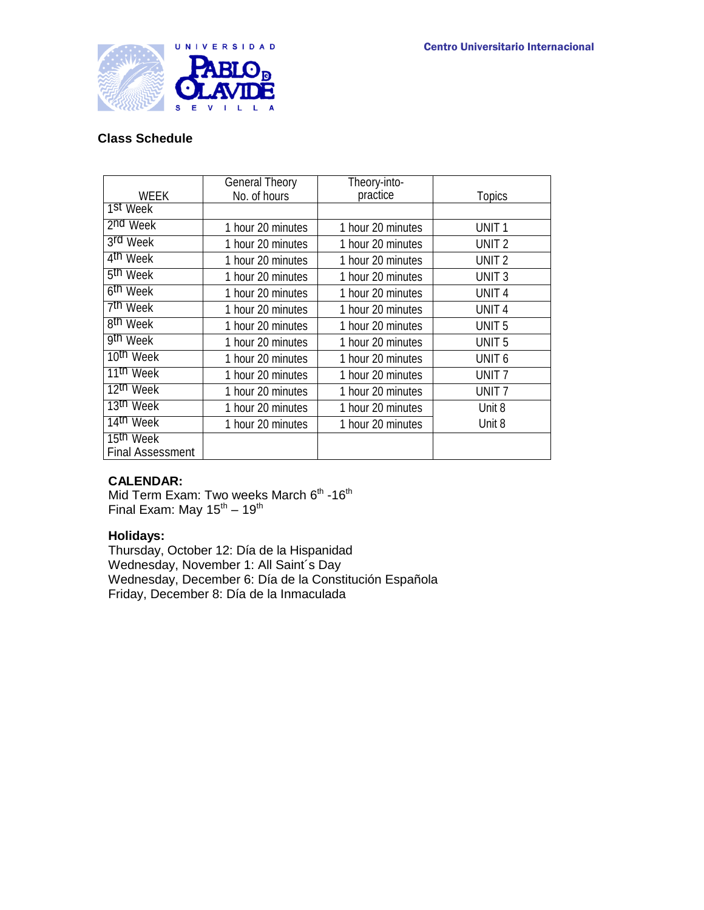Centro Universitario Internacional

## Class Schedule

| WEEK | General Theory No. of hours | Theory-into-practice | Topics |
|---|---|---|---|
| 1st Week | | | |
| 2nd Week | 1 hour 20 minutes | 1 hour 20 minutes | UNIT 1 |
| 3rd Week | 1 hour 20 minutes | 1 hour 20 minutes | UNIT 2 |
| 4th Week | 1 hour 20 minutes | 1 hour 20 minutes | UNIT 2 |
| 5th Week | 1 hour 20 minutes | 1 hour 20 minutes | UNIT 3 |
| 6th Week | 1 hour 20 minutes | 1 hour 20 minutes | UNIT 4 |
| 7th Week | 1 hour 20 minutes | 1 hour 20 minutes | UNIT 4 |
| 8th Week | 1 hour 20 minutes | 1 hour 20 minutes | UNIT 5 |
| 9th Week | 1 hour 20 minutes | 1 hour 20 minutes | UNIT 5 |
| 10th Week | 1 hour 20 minutes | 1 hour 20 minutes | UNIT 6 |
| 11th Week | 1 hour 20 minutes | 1 hour 20 minutes | UNIT 7 |
| 12th Week | 1 hour 20 minutes | 1 hour 20 minutes | UNIT 7 |
| 13th Week | 1 hour 20 minutes | 1 hour 20 minutes | Unit 8 |
| 14th Week | 1 hour 20 minutes | 1 hour 20 minutes | Unit 8 |
| 15th Week Final Assessment | | | |

**CALENDAR:**
Mid Term Exam: Two weeks March 6th -16th
Final Exam: May 15th – 19th

**Holidays:**
Thursday, October 12: Día de la Hispanidad
Wednesday, November 1: All Saint´s Day
Wednesday, December 6: Día de la Constitución Española
Friday, December 8: Día de la Inmaculada